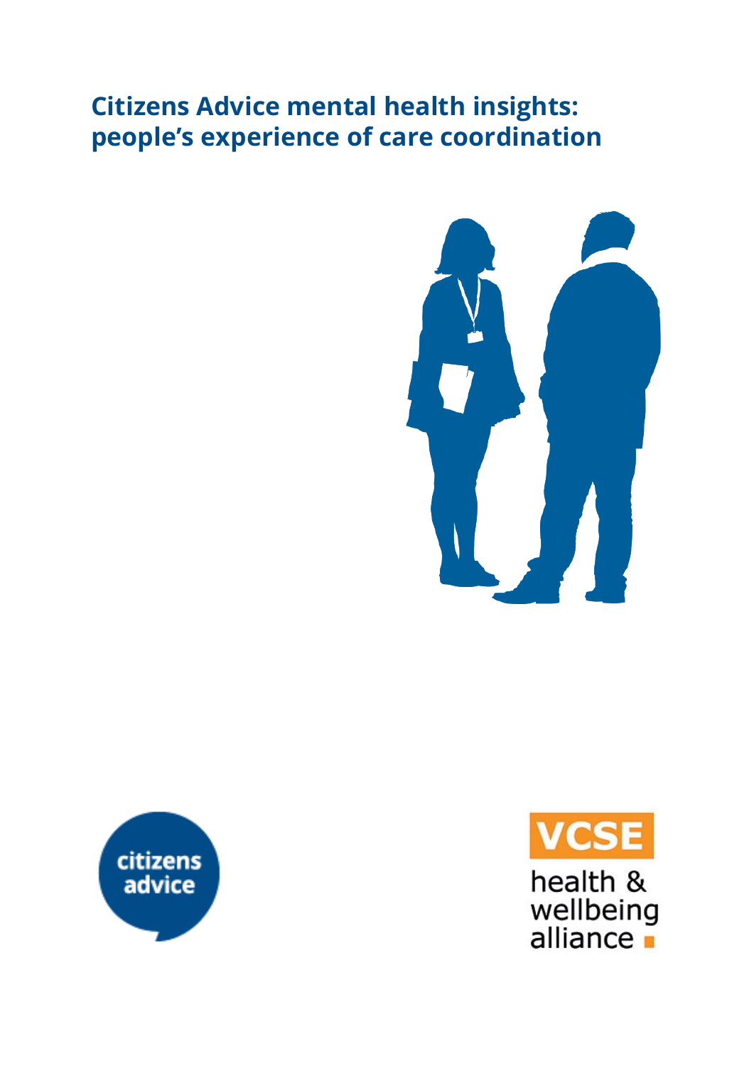# Citizens Advice mental health insights: people's experience of care coordination

citizens advice

VCSE health & wellbeing alliance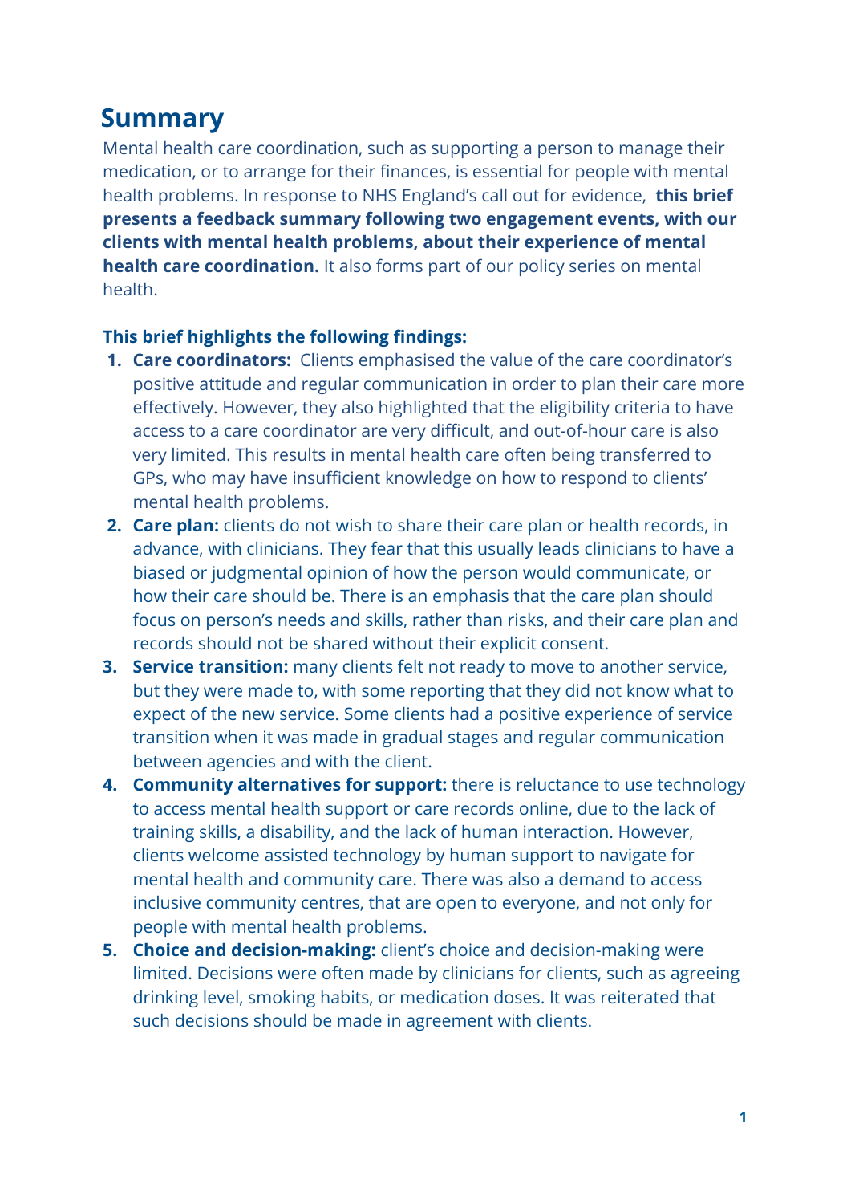# Summary

Mental health care coordination, such as supporting a person to manage their medication, or to arrange for their finances, is essential for people with mental health problems. In response to NHS England's call out for evidence, **this brief presents a feedback summary following two engagement events, with our clients with mental health problems, about their experience of mental health care coordination.** It also forms part of our policy series on mental health.

**This brief highlights the following findings:**

1. **Care coordinators:** Clients emphasised the value of the care coordinator's positive attitude and regular communication in order to plan their care more effectively. However, they also highlighted that the eligibility criteria to have access to a care coordinator are very difficult, and out-of-hour care is also very limited. This results in mental health care often being transferred to GPs, who may have insufficient knowledge on how to respond to clients' mental health problems.
2. **Care plan:** clients do not wish to share their care plan or health records, in advance, with clinicians. They fear that this usually leads clinicians to have a biased or judgmental opinion of how the person would communicate, or how their care should be. There is an emphasis that the care plan should focus on person's needs and skills, rather than risks, and their care plan and records should not be shared without their explicit consent.
3. **Service transition:** many clients felt not ready to move to another service, but they were made to, with some reporting that they did not know what to expect of the new service. Some clients had a positive experience of service transition when it was made in gradual stages and regular communication between agencies and with the client.
4. **Community alternatives for support:** there is reluctance to use technology to access mental health support or care records online, due to the lack of training skills, a disability, and the lack of human interaction. However, clients welcome assisted technology by human support to navigate for mental health and community care. There was also a demand to access inclusive community centres, that are open to everyone, and not only for people with mental health problems.
5. **Choice and decision-making:** client's choice and decision-making were limited. Decisions were often made by clinicians for clients, such as agreeing drinking level, smoking habits, or medication doses. It was reiterated that such decisions should be made in agreement with clients.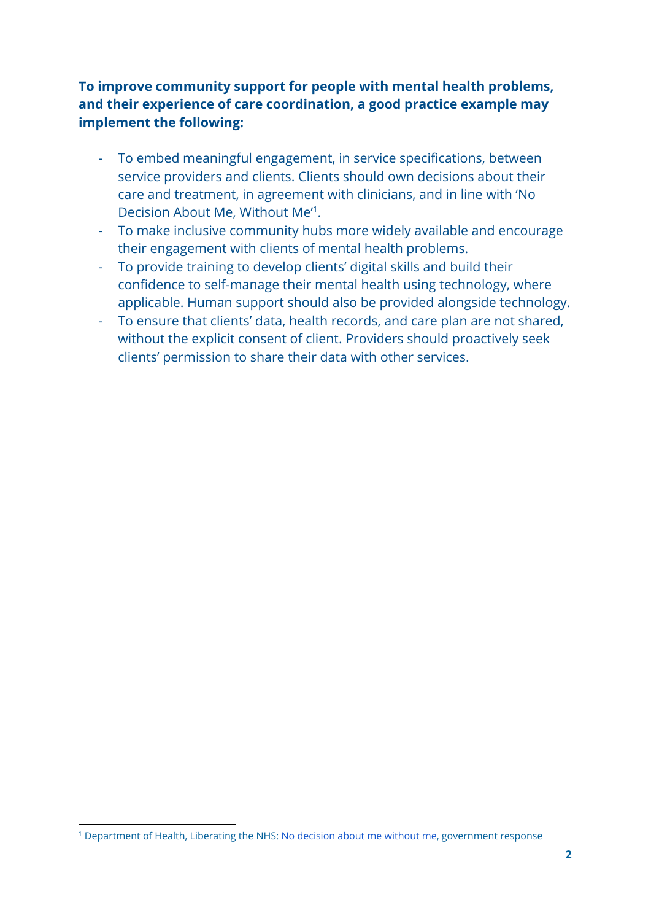**To improve community support for people with mental health problems, and their experience of care coordination, a good practice example may implement the following:**

- To embed meaningful engagement, in service specifications, between service providers and clients. Clients should own decisions about their care and treatment, in agreement with clinicians, and in line with 'No Decision About Me, Without Me'[1].
- To make inclusive community hubs more widely available and encourage their engagement with clients of mental health problems.
- To provide training to develop clients' digital skills and build their confidence to self-manage their mental health using technology, where applicable. Human support should also be provided alongside technology.
- To ensure that clients' data, health records, and care plan are not shared, without the explicit consent of client. Providers should proactively seek clients' permission to share their data with other services.

[1] Department of Health, Liberating the NHS: No decision about me without me, government response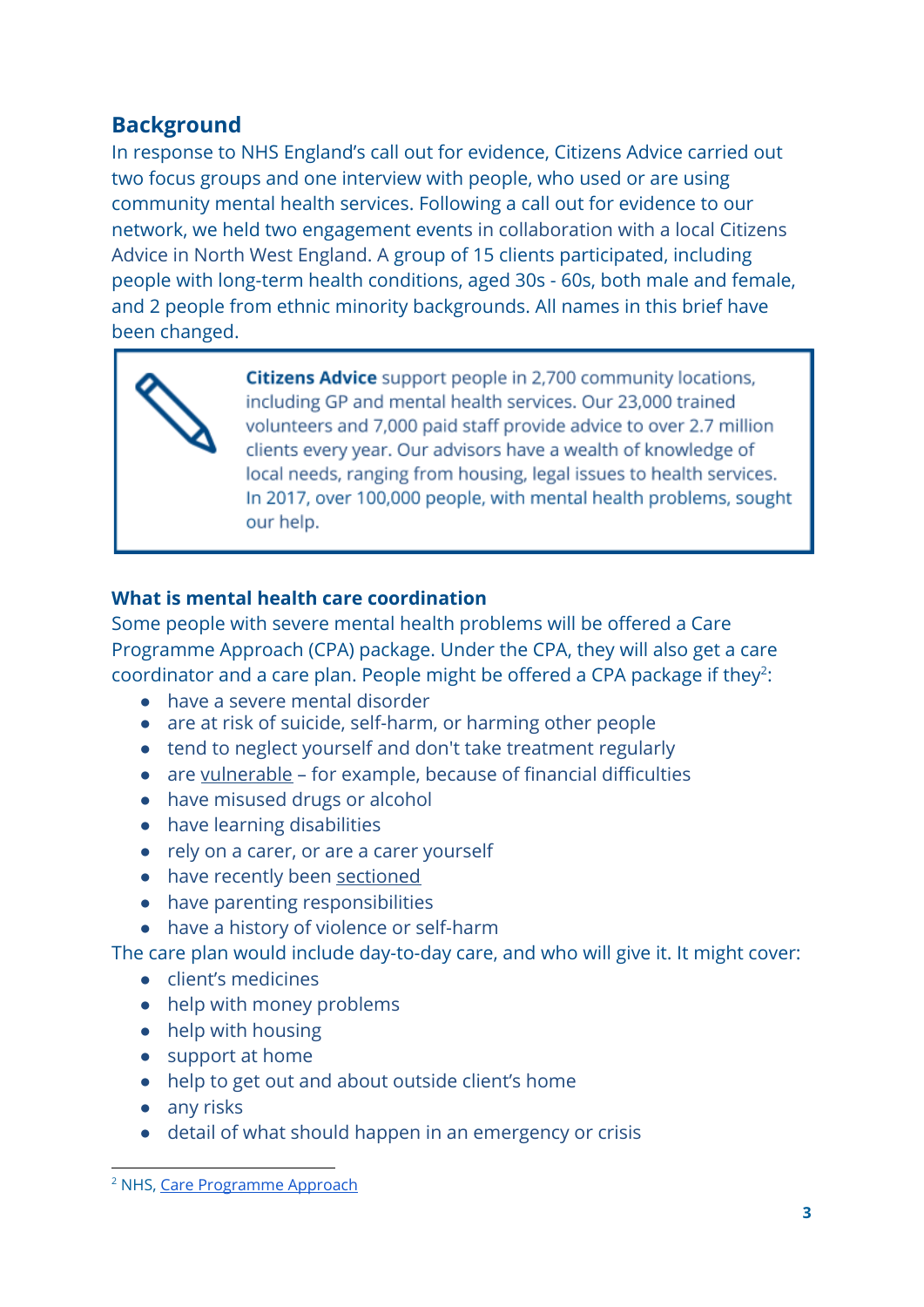## Background

In response to NHS England's call out for evidence, Citizens Advice carried out two focus groups and one interview with people, who used or are using community mental health services. Following a call out for evidence to our network, we held two engagement events in collaboration with a local Citizens Advice in North West England. A group of 15 clients participated, including people with long-term health conditions, aged 30s - 60s, both male and female, and 2 people from ethnic minority backgrounds. All names in this brief have been changed.

> **Citizens Advice** support people in 2,700 community locations, including GP and mental health services. Our 23,000 trained volunteers and 7,000 paid staff provide advice to over 2.7 million clients every year. Our advisors have a wealth of knowledge of local needs, ranging from housing, legal issues to health services. In 2017, over 100,000 people, with mental health problems, sought our help.

### What is mental health care coordination

Some people with severe mental health problems will be offered a Care Programme Approach (CPA) package. Under the CPA, they will also get a care coordinator and a care plan. People might be offered a CPA package if they[2]:

- have a severe mental disorder
- are at risk of suicide, self-harm, or harming other people
- tend to neglect yourself and don't take treatment regularly
- are vulnerable – for example, because of financial difficulties
- have misused drugs or alcohol
- have learning disabilities
- rely on a carer, or are a carer yourself
- have recently been sectioned
- have parenting responsibilities
- have a history of violence or self-harm

The care plan would include day-to-day care, and who will give it. It might cover:

- client's medicines
- help with money problems
- help with housing
- support at home
- help to get out and about outside client's home
- any risks
- detail of what should happen in an emergency or crisis

---

[2] NHS, Care Programme Approach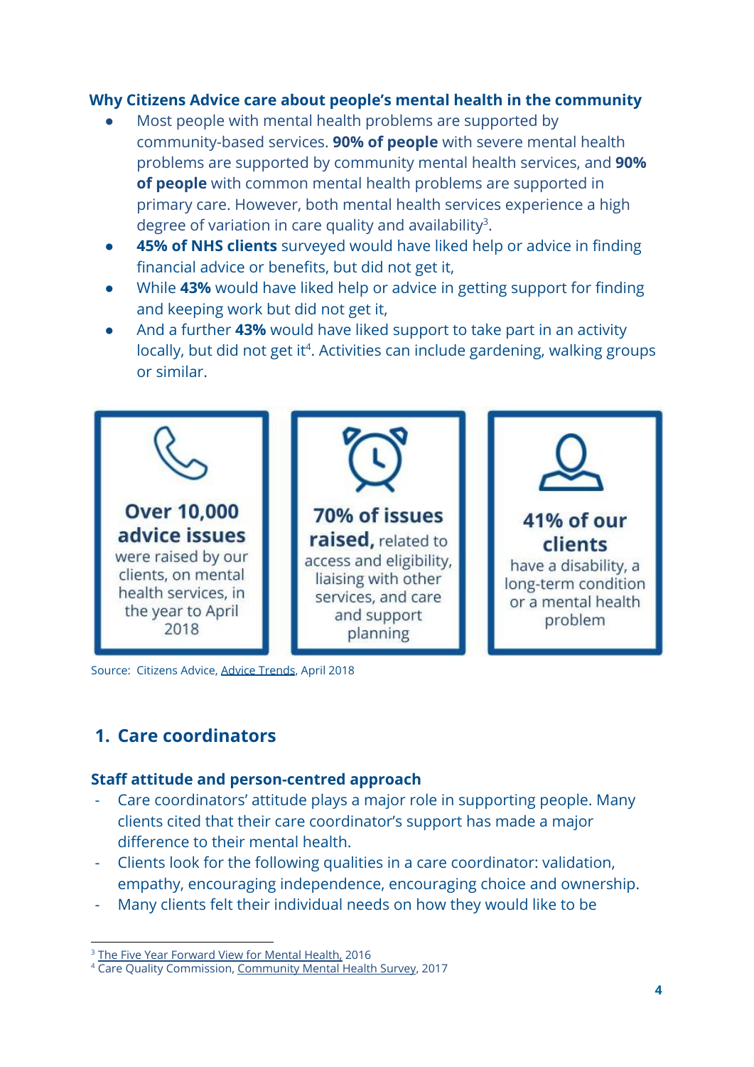**Why Citizens Advice care about people's mental health in the community**

- Most people with mental health problems are supported by community-based services. **90% of people** with severe mental health problems are supported by community mental health services, and **90% of people** with common mental health problems are supported in primary care. However, both mental health services experience a high degree of variation in care quality and availability[3].
- **45% of NHS clients** surveyed would have liked help or advice in finding financial advice or benefits, but did not get it,
- While **43%** would have liked help or advice in getting support for finding and keeping work but did not get it,
- And a further **43%** would have liked support to take part in an activity locally, but did not get it[4]. Activities can include gardening, walking groups or similar.

**Over 10,000 advice issues** were raised by our clients, on mental health services, in the year to April 2018

**70% of issues raised,** related to access and eligibility, liaising with other services, and care and support planning

**41% of our clients** have a disability, a long-term condition or a mental health problem

Source: Citizens Advice, Advice Trends, April 2018

## 1. Care coordinators

### Staff attitude and person-centred approach

- Care coordinators' attitude plays a major role in supporting people. Many clients cited that their care coordinator's support has made a major difference to their mental health.
- Clients look for the following qualities in a care coordinator: validation, empathy, encouraging independence, encouraging choice and ownership.
- Many clients felt their individual needs on how they would like to be

---

[3] The Five Year Forward View for Mental Health, 2016

[4] Care Quality Commission, Community Mental Health Survey, 2017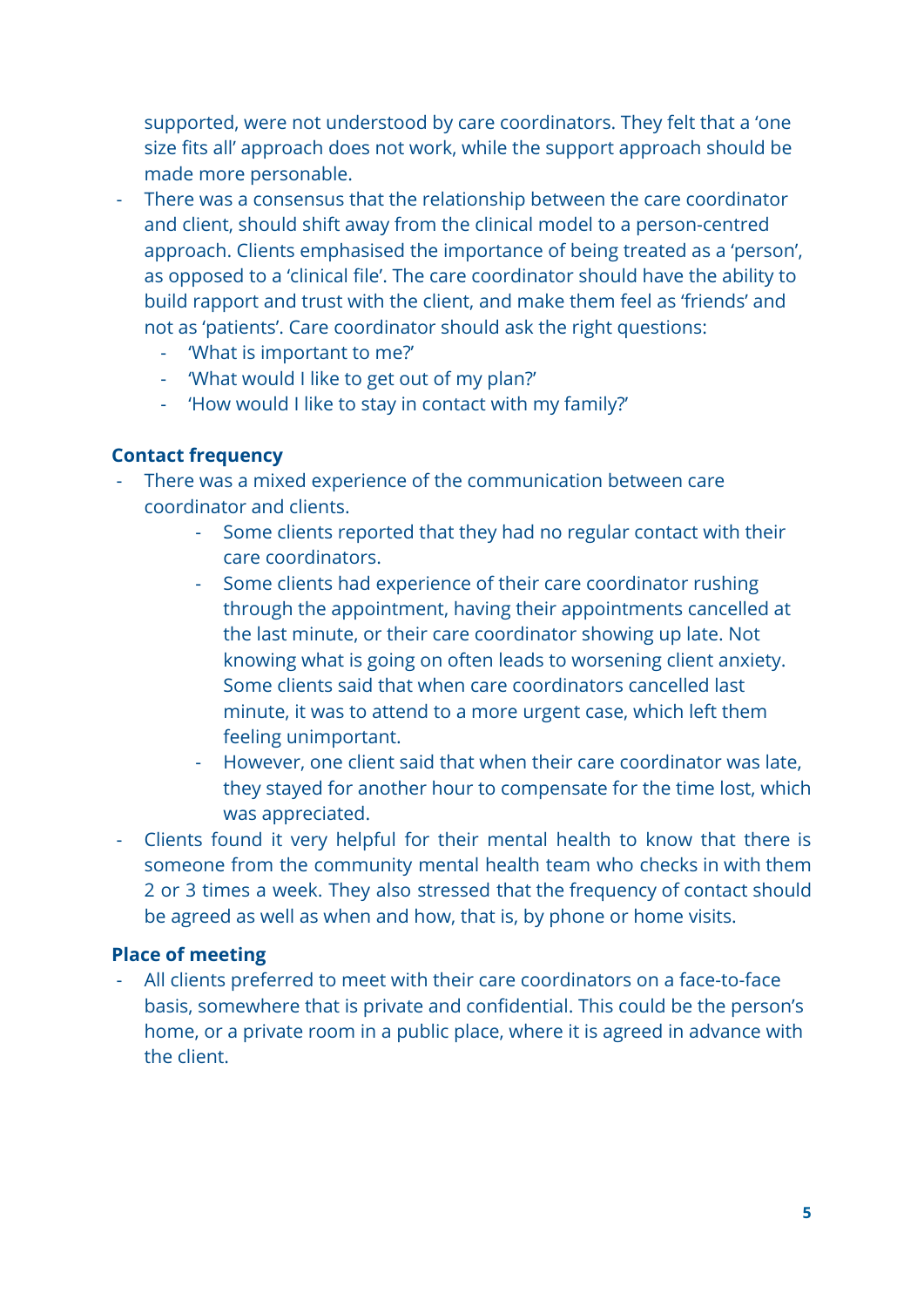supported, were not understood by care coordinators. They felt that a 'one size fits all' approach does not work, while the support approach should be made more personable.

- There was a consensus that the relationship between the care coordinator and client, should shift away from the clinical model to a person-centred approach. Clients emphasised the importance of being treated as a 'person', as opposed to a 'clinical file'. The care coordinator should have the ability to build rapport and trust with the client, and make them feel as 'friends' and not as 'patients'. Care coordinator should ask the right questions:
    - 'What is important to me?'
    - 'What would I like to get out of my plan?'
    - 'How would I like to stay in contact with my family?'

**Contact frequency**

- There was a mixed experience of the communication between care coordinator and clients.
    - Some clients reported that they had no regular contact with their care coordinators.
    - Some clients had experience of their care coordinator rushing through the appointment, having their appointments cancelled at the last minute, or their care coordinator showing up late. Not knowing what is going on often leads to worsening client anxiety. Some clients said that when care coordinators cancelled last minute, it was to attend to a more urgent case, which left them feeling unimportant.
    - However, one client said that when their care coordinator was late, they stayed for another hour to compensate for the time lost, which was appreciated.
- Clients found it very helpful for their mental health to know that there is someone from the community mental health team who checks in with them 2 or 3 times a week. They also stressed that the frequency of contact should be agreed as well as when and how, that is, by phone or home visits.

**Place of meeting**

- All clients preferred to meet with their care coordinators on a face-to-face basis, somewhere that is private and confidential. This could be the person's home, or a private room in a public place, where it is agreed in advance with the client.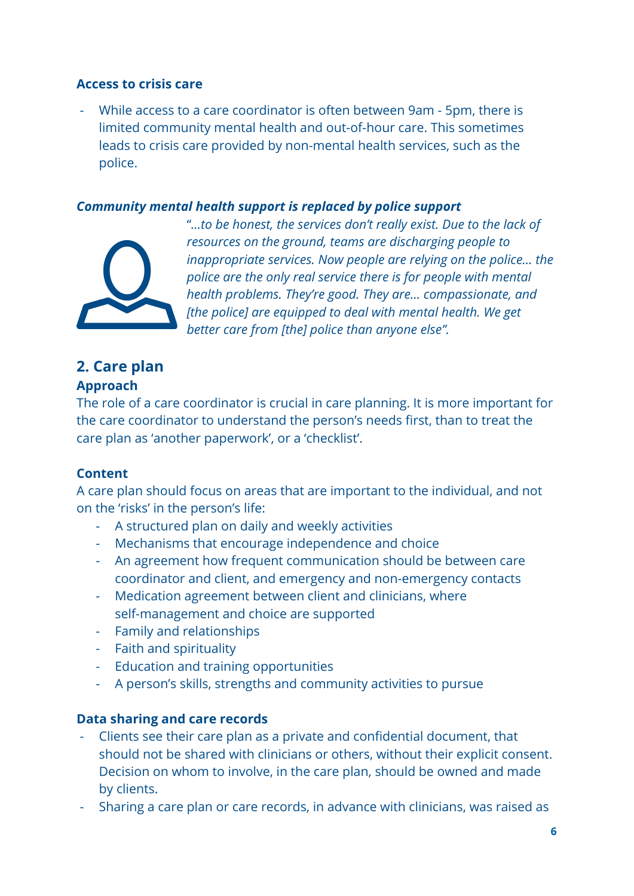**Access to crisis care**

- While access to a care coordinator is often between 9am - 5pm, there is limited community mental health and out-of-hour care. This sometimes leads to crisis care provided by non-mental health services, such as the police.

***Community mental health support is replaced by police support***

*"...to be honest, the services don't really exist. Due to the lack of resources on the ground, teams are discharging people to inappropriate services. Now people are relying on the police... the police are the only real service there is for people with mental health problems. They're good. They are... compassionate, and [the police] are equipped to deal with mental health. We get better care from [the] police than anyone else".*

## 2. Care plan

**Approach**

The role of a care coordinator is crucial in care planning. It is more important for the care coordinator to understand the person's needs first, than to treat the care plan as 'another paperwork', or a 'checklist'.

**Content**

A care plan should focus on areas that are important to the individual, and not on the 'risks' in the person's life:

- A structured plan on daily and weekly activities
- Mechanisms that encourage independence and choice
- An agreement how frequent communication should be between care coordinator and client, and emergency and non-emergency contacts
- Medication agreement between client and clinicians, where self-management and choice are supported
- Family and relationships
- Faith and spirituality
- Education and training opportunities
- A person's skills, strengths and community activities to pursue

**Data sharing and care records**

- Clients see their care plan as a private and confidential document, that should not be shared with clinicians or others, without their explicit consent. Decision on whom to involve, in the care plan, should be owned and made by clients.
- Sharing a care plan or care records, in advance with clinicians, was raised as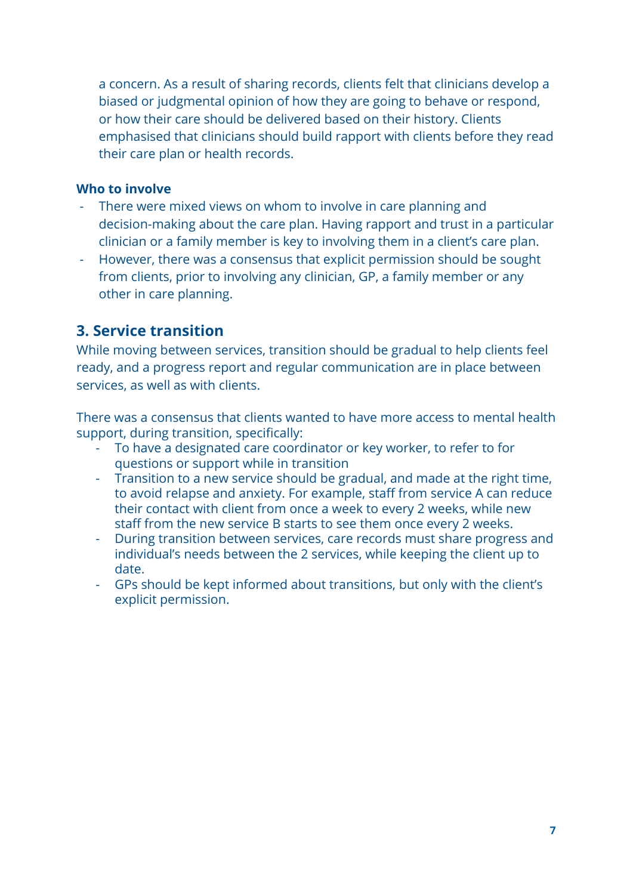a concern. As a result of sharing records, clients felt that clinicians develop a biased or judgmental opinion of how they are going to behave or respond, or how their care should be delivered based on their history. Clients emphasised that clinicians should build rapport with clients before they read their care plan or health records.

**Who to involve**

- There were mixed views on whom to involve in care planning and decision-making about the care plan. Having rapport and trust in a particular clinician or a family member is key to involving them in a client's care plan.
- However, there was a consensus that explicit permission should be sought from clients, prior to involving any clinician, GP, a family member or any other in care planning.

## 3. Service transition

While moving between services, transition should be gradual to help clients feel ready, and a progress report and regular communication are in place between services, as well as with clients.

There was a consensus that clients wanted to have more access to mental health support, during transition, specifically:

- To have a designated care coordinator or key worker, to refer to for questions or support while in transition
- Transition to a new service should be gradual, and made at the right time, to avoid relapse and anxiety. For example, staff from service A can reduce their contact with client from once a week to every 2 weeks, while new staff from the new service B starts to see them once every 2 weeks.
- During transition between services, care records must share progress and individual's needs between the 2 services, while keeping the client up to date.
- GPs should be kept informed about transitions, but only with the client's explicit permission.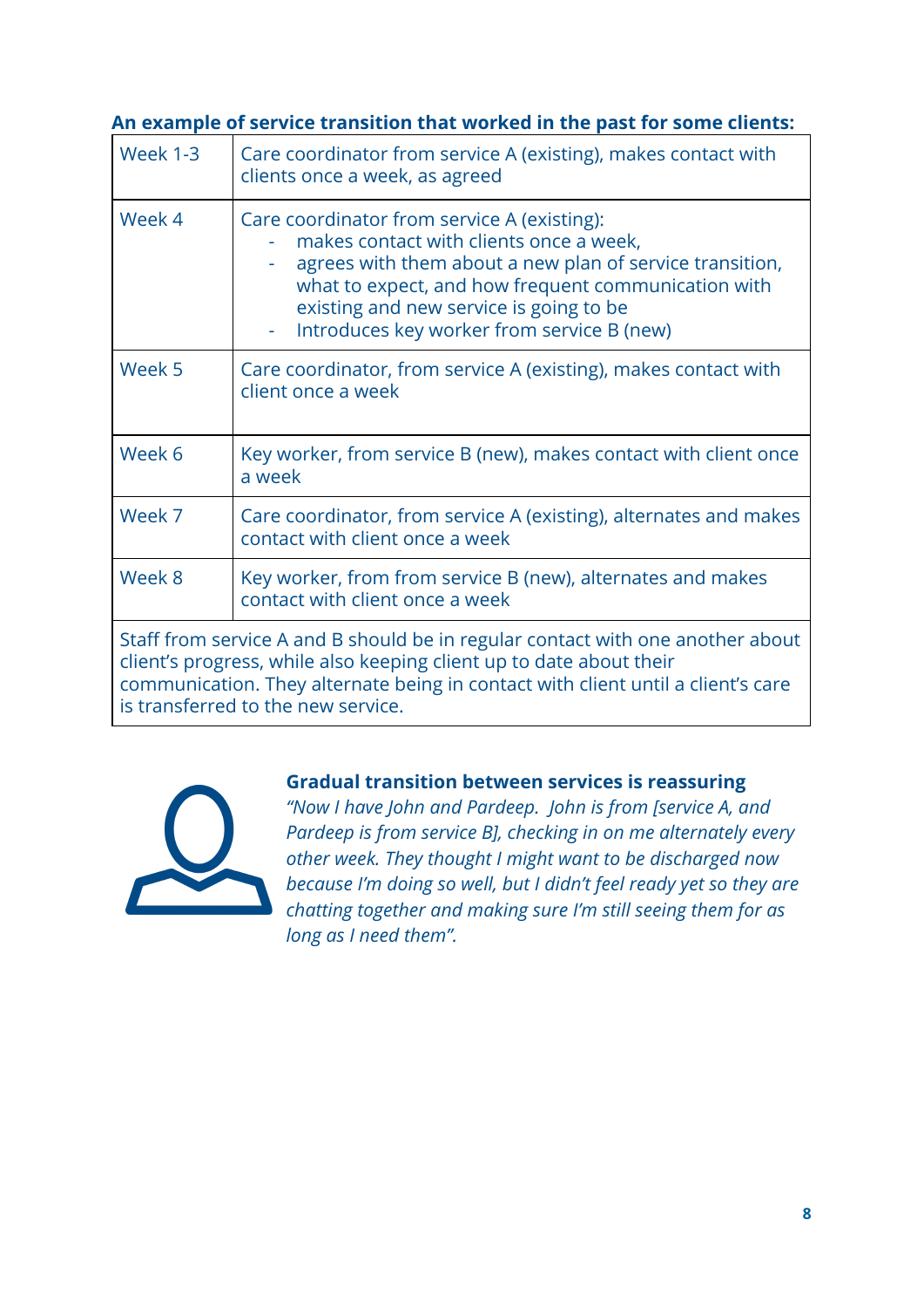**An example of service transition that worked in the past for some clients:**

| Week | Activity |
|---|---|
| Week 1-3 | Care coordinator from service A (existing), makes contact with clients once a week, as agreed |
| Week 4 | Care coordinator from service A (existing):<br>- makes contact with clients once a week,<br>- agrees with them about a new plan of service transition, what to expect, and how frequent communication with existing and new service is going to be<br>- Introduces key worker from service B (new) |
| Week 5 | Care coordinator, from service A (existing), makes contact with client once a week |
| Week 6 | Key worker, from service B (new), makes contact with client once a week |
| Week 7 | Care coordinator, from service A (existing), alternates and makes contact with client once a week |
| Week 8 | Key worker, from from service B (new), alternates and makes contact with client once a week |
| Staff from service A and B should be in regular contact with one another about client's progress, while also keeping client up to date about their communication. They alternate being in contact with client until a client's care is transferred to the new service. | |

**Gradual transition between services is reassuring**

*"Now I have John and Pardeep. John is from [service A, and Pardeep is from service B], checking in on me alternately every other week. They thought I might want to be discharged now because I'm doing so well, but I didn't feel ready yet so they are chatting together and making sure I'm still seeing them for as long as I need them".*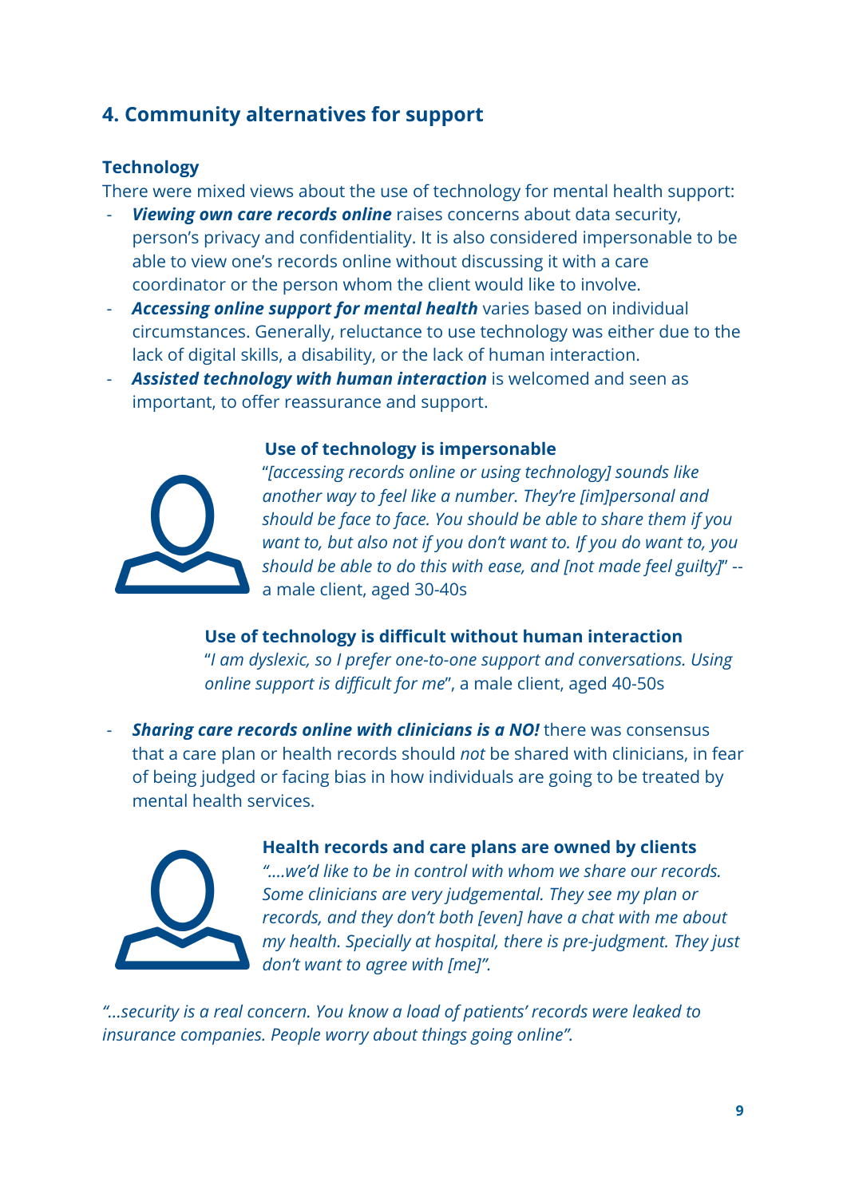## 4. Community alternatives for support

### Technology

There were mixed views about the use of technology for mental health support:

- ***Viewing own care records online*** raises concerns about data security, person's privacy and confidentiality. It is also considered impersonable to be able to view one's records online without discussing it with a care coordinator or the person whom the client would like to involve.
- ***Accessing online support for mental health*** varies based on individual circumstances. Generally, reluctance to use technology was either due to the lack of digital skills, a disability, or the lack of human interaction.
- ***Assisted technology with human interaction*** is welcomed and seen as important, to offer reassurance and support.

**Use of technology is impersonable**

"*[accessing records online or using technology] sounds like another way to feel like a number. They're [im]personal and should be face to face. You should be able to share them if you want to, but also not if you don't want to. If you do want to, you should be able to do this with ease, and [not made feel guilty]*" -- a male client, aged 30-40s

**Use of technology is difficult without human interaction**

"*I am dyslexic, so I prefer one-to-one support and conversations. Using online support is difficult for me*", a male client, aged 40-50s

- ***Sharing care records online with clinicians is a NO!*** there was consensus that a care plan or health records should *not* be shared with clinicians, in fear of being judged or facing bias in how individuals are going to be treated by mental health services.

**Health records and care plans are owned by clients**

*"....we'd like to be in control with whom we share our records. Some clinicians are very judgemental. They see my plan or records, and they don't both [even] have a chat with me about my health. Specially at hospital, there is pre-judgment. They just don't want to agree with [me]".*

*"...security is a real concern. You know a load of patients' records were leaked to insurance companies. People worry about things going online".*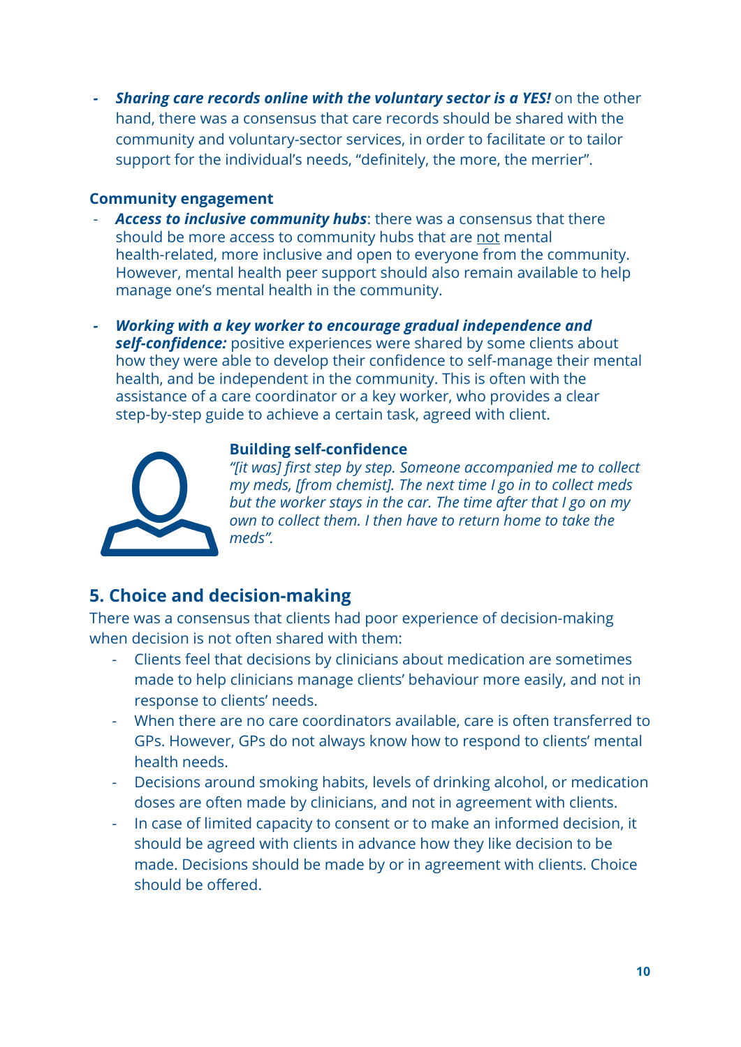- ***Sharing care records online with the voluntary sector is a YES!*** on the other hand, there was a consensus that care records should be shared with the community and voluntary-sector services, in order to facilitate or to tailor support for the individual's needs, "definitely, the more, the merrier".

**Community engagement**

- ***Access to inclusive community hubs***: there was a consensus that there should be more access to community hubs that are <u>not</u> mental health-related, more inclusive and open to everyone from the community. However, mental health peer support should also remain available to help manage one's mental health in the community.

- ***Working with a key worker to encourage gradual independence and self-confidence:*** positive experiences were shared by some clients about how they were able to develop their confidence to self-manage their mental health, and be independent in the community. This is often with the assistance of a care coordinator or a key worker, who provides a clear step-by-step guide to achieve a certain task, agreed with client.

**Building self-confidence**

*"[it was] first step by step. Someone accompanied me to collect my meds, [from chemist]. The next time I go in to collect meds but the worker stays in the car. The time after that I go on my own to collect them. I then have to return home to take the meds".*

## 5. Choice and decision-making

There was a consensus that clients had poor experience of decision-making when decision is not often shared with them:

- Clients feel that decisions by clinicians about medication are sometimes made to help clinicians manage clients' behaviour more easily, and not in response to clients' needs.
- When there are no care coordinators available, care is often transferred to GPs. However, GPs do not always know how to respond to clients' mental health needs.
- Decisions around smoking habits, levels of drinking alcohol, or medication doses are often made by clinicians, and not in agreement with clients.
- In case of limited capacity to consent or to make an informed decision, it should be agreed with clients in advance how they like decision to be made. Decisions should be made by or in agreement with clients. Choice should be offered.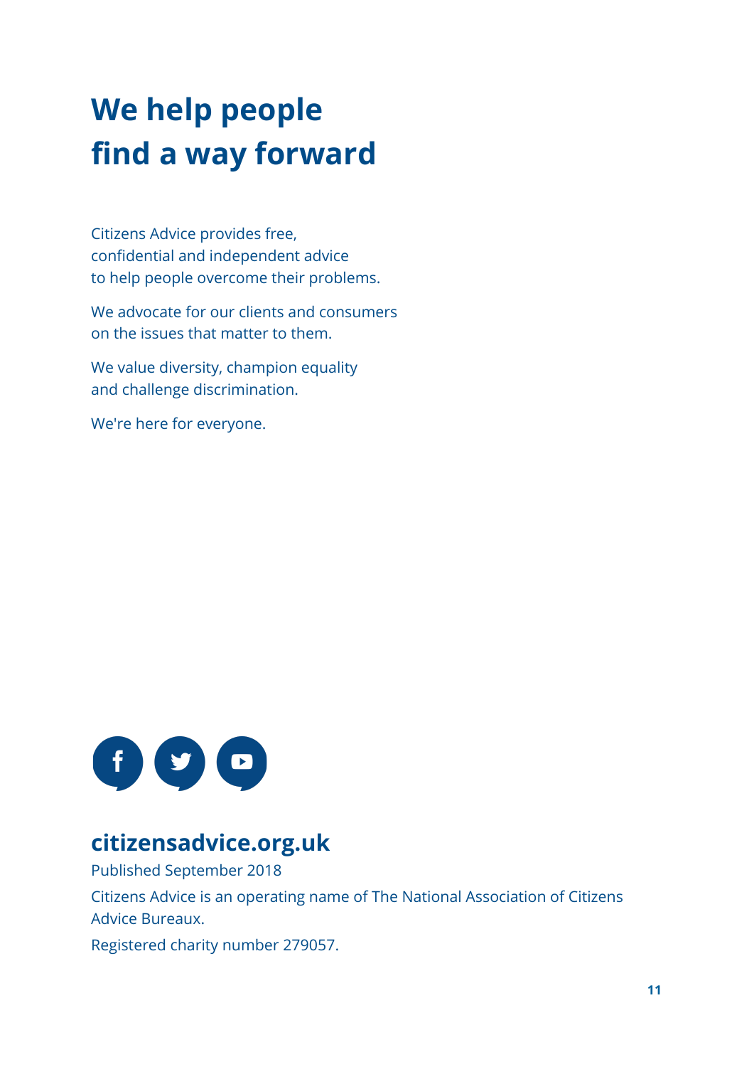# We help people find a way forward

Citizens Advice provides free, confidential and independent advice to help people overcome their problems.

We advocate for our clients and consumers on the issues that matter to them.

We value diversity, champion equality and challenge discrimination.

We're here for everyone.

## citizensadvice.org.uk

Published September 2018

Citizens Advice is an operating name of The National Association of Citizens Advice Bureaux.

Registered charity number 279057.